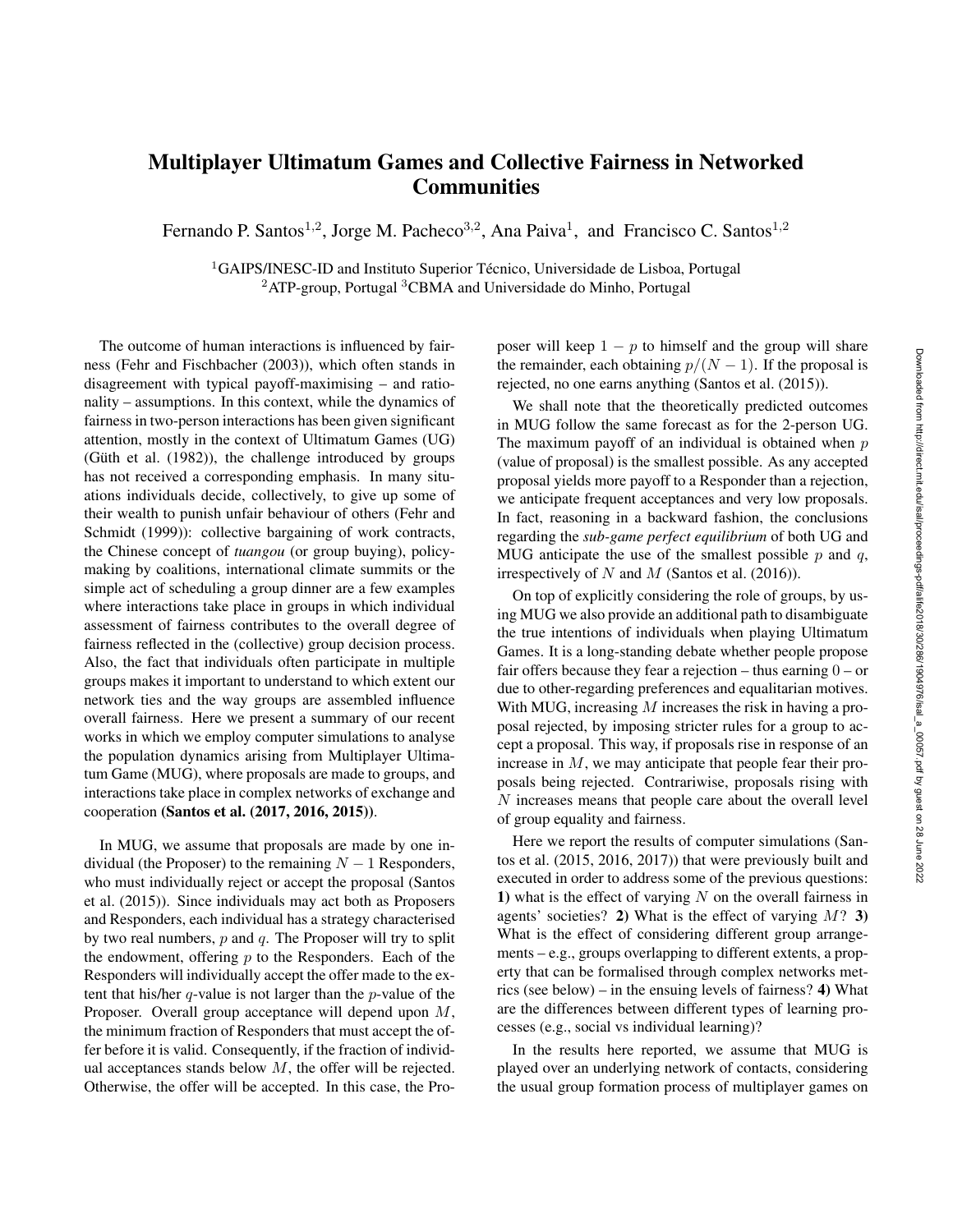# Multiplayer Ultimatum Games and Collective Fairness in Networked Communities

Fernando P. Santos[1,2], Jorge M. Pacheco[3,2], Ana Paiva[1], and Francisco C. Santos[1,2]

[1]GAIPS/INESC-ID and Instituto Superior Técnico, Universidade de Lisboa, Portugal
[2]ATP-group, Portugal [3]CBMA and Universidade do Minho, Portugal

The outcome of human interactions is influenced by fairness (Fehr and Fischbacher (2003)), which often stands in disagreement with typical payoff-maximising – and rationality – assumptions. In this context, while the dynamics of fairness in two-person interactions has been given significant attention, mostly in the context of Ultimatum Games (UG) (Güth et al. (1982)), the challenge introduced by groups has not received a corresponding emphasis. In many situations individuals decide, collectively, to give up some of their wealth to punish unfair behaviour of others (Fehr and Schmidt (1999)): collective bargaining of work contracts, the Chinese concept of *tuangou* (or group buying), policy-making by coalitions, international climate summits or the simple act of scheduling a group dinner are a few examples where interactions take place in groups in which individual assessment of fairness contributes to the overall degree of fairness reflected in the (collective) group decision process. Also, the fact that individuals often participate in multiple groups makes it important to understand to which extent our network ties and the way groups are assembled influence overall fairness. Here we present a summary of our recent works in which we employ computer simulations to analyse the population dynamics arising from Multiplayer Ultimatum Game (MUG), where proposals are made to groups, and interactions take place in complex networks of exchange and cooperation **(Santos et al. (2017, 2016, 2015))**.

In MUG, we assume that proposals are made by one individual (the Proposer) to the remaining $N-1$ Responders, who must individually reject or accept the proposal (Santos et al. (2015)). Since individuals may act both as Proposers and Responders, each individual has a strategy characterised by two real numbers, $p$ and $q$. The Proposer will try to split the endowment, offering $p$ to the Responders. Each of the Responders will individually accept the offer made to the extent that his/her $q$-value is not larger than the $p$-value of the Proposer. Overall group acceptance will depend upon $M$, the minimum fraction of Responders that must accept the offer before it is valid. Consequently, if the fraction of individual acceptances stands below $M$, the offer will be rejected. Otherwise, the offer will be accepted. In this case, the Proposer will keep $1-p$ to himself and the group will share the remainder, each obtaining $p/(N-1)$. If the proposal is rejected, no one earns anything (Santos et al. (2015)).

We shall note that the theoretically predicted outcomes in MUG follow the same forecast as for the 2-person UG. The maximum payoff of an individual is obtained when $p$ (value of proposal) is the smallest possible. As any accepted proposal yields more payoff to a Responder than a rejection, we anticipate frequent acceptances and very low proposals. In fact, reasoning in a backward fashion, the conclusions regarding the *sub-game perfect equilibrium* of both UG and MUG anticipate the use of the smallest possible $p$ and $q$, irrespectively of $N$ and $M$ (Santos et al. (2016)).

On top of explicitly considering the role of groups, by using MUG we also provide an additional path to disambiguate the true intentions of individuals when playing Ultimatum Games. It is a long-standing debate whether people propose fair offers because they fear a rejection – thus earning 0 – or due to other-regarding preferences and equalitarian motives. With MUG, increasing $M$ increases the risk in having a proposal rejected, by imposing stricter rules for a group to accept a proposal. This way, if proposals rise in response of an increase in $M$, we may anticipate that people fear their proposals being rejected. Contrariwise, proposals rising with $N$ increases means that people care about the overall level of group equality and fairness.

Here we report the results of computer simulations (Santos et al. (2015, 2016, 2017)) that were previously built and executed in order to address some of the previous questions: **1)** what is the effect of varying $N$ on the overall fairness in agents' societies? **2)** What is the effect of varying $M$? **3)** What is the effect of considering different group arrangements – e.g., groups overlapping to different extents, a property that can be formalised through complex networks metrics (see below) – in the ensuing levels of fairness? **4)** What are the differences between different types of learning processes (e.g., social vs individual learning)?

In the results here reported, we assume that MUG is played over an underlying network of contacts, considering the usual group formation process of multiplayer games on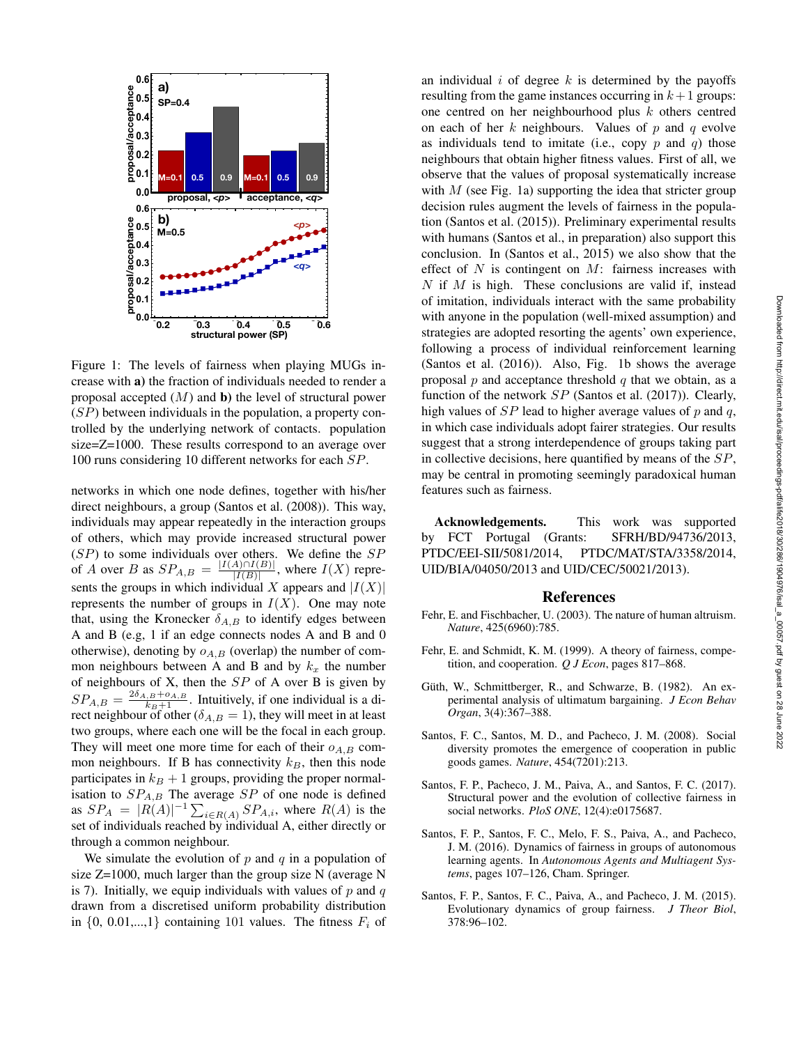a)

SP=0.4

proposal/acceptance

0.6
0.5
0.4
0.3
0.2
0.1
0.0

M=0.1 0.5 0.9 M=0.1 0.5 0.9

proposal, <p>  acceptance, <q>

b)

M=0.5

proposal/acceptance

<p>

<q>

0.6
0.5
0.4
0.3
0.2
0.1
0.0

0.2 0.3 0.4 0.5 0.6

structural power (SP)

Figure 1: The levels of fairness when playing MUGs increase with **a)** the fraction of individuals needed to render a proposal accepted ($M$) and **b)** the level of structural power ($SP$) between individuals in the population, a property controlled by the underlying network of contacts. population size=Z=1000. These results correspond to an average over 100 runs considering 10 different networks for each $SP$.

networks in which one node defines, together with his/her direct neighbours, a group (Santos et al. (2008)). This way, individuals may appear repeatedly in the interaction groups of others, which may provide increased structural power ($SP$) to some individuals over others. We define the $SP$ of $A$ over $B$ as $SP_{A,B} = \frac{|I(A) \cap I(B)|}{|I(B)|}$, where $I(X)$ represents the groups in which individual $X$ appears and $|I(X)|$ represents the number of groups in $I(X)$. One may note that, using the Kronecker $\delta_{A,B}$ to identify edges between A and B (e.g, 1 if an edge connects nodes A and B and 0 otherwise), denoting by $o_{A,B}$ (overlap) the number of common neighbours between A and B and by $k_x$ the number of neighbours of X, then the $SP$ of A over B is given by $SP_{A,B} = \frac{2\delta_{A,B} + o_{A,B}}{k_B + 1}$. Intuitively, if one individual is a direct neighbour of other ($\delta_{A,B} = 1$), they will meet in at least two groups, where each one will be the focal in each group. They will meet one more time for each of their $o_{A,B}$ common neighbours. If B has connectivity $k_B$, then this node participates in $k_B + 1$ groups, providing the proper normalisation to $SP_{A,B}$ The average $SP$ of one node is defined as $SP_A = |R(A)|^{-1} \sum_{i \in R(A)} SP_{A,i}$, where $R(A)$ is the set of individuals reached by individual A, either directly or through a common neighbour.

We simulate the evolution of $p$ and $q$ in a population of size Z=1000, much larger than the group size N (average N is 7). Initially, we equip individuals with values of $p$ and $q$ drawn from a discretised uniform probability distribution in $\{0, 0.01, ..., 1\}$ containing 101 values. The fitness $F_i$ of an individual $i$ of degree $k$ is determined by the payoffs resulting from the game instances occurring in $k+1$ groups: one centred on her neighbourhood plus $k$ others centred on each of her $k$ neighbours. Values of $p$ and $q$ evolve as individuals tend to imitate (i.e., copy $p$ and $q$) those neighbours that obtain higher fitness values. First of all, we observe that the values of proposal systematically increase with $M$ (see Fig. 1a) supporting the idea that stricter group decision rules augment the levels of fairness in the population (Santos et al. (2015)). Preliminary experimental results with humans (Santos et al., in preparation) also support this conclusion. In (Santos et al., 2015) we also show that the effect of $N$ is contingent on $M$: fairness increases with $N$ if $M$ is high. These conclusions are valid if, instead of imitation, individuals interact with the same probability with anyone in the population (well-mixed assumption) and strategies are adopted resorting the agents' own experience, following a process of individual reinforcement learning (Santos et al. (2016)). Also, Fig. 1b shows the average proposal $p$ and acceptance threshold $q$ that we obtain, as a function of the network $SP$ (Santos et al. (2017)). Clearly, high values of $SP$ lead to higher average values of $p$ and $q$, in which case individuals adopt fairer strategies. Our results suggest that a strong interdependence of groups taking part in collective decisions, here quantified by means of the $SP$, may be central in promoting seemingly paradoxical human features such as fairness.

**Acknowledgements.** This work was supported by FCT Portugal (Grants: SFRH/BD/94736/2013, PTDC/EEI-SII/5081/2014, PTDC/MAT/STA/3358/2014, UID/BIA/04050/2013 and UID/CEC/50021/2013).

## References

Fehr, E. and Fischbacher, U. (2003). The nature of human altruism. *Nature*, 425(6960):785.

Fehr, E. and Schmidt, K. M. (1999). A theory of fairness, competition, and cooperation. *Q J Econ*, pages 817–868.

Güth, W., Schmittberger, R., and Schwarze, B. (1982). An experimental analysis of ultimatum bargaining. *J Econ Behav Organ*, 3(4):367–388.

Santos, F. C., Santos, M. D., and Pacheco, J. M. (2008). Social diversity promotes the emergence of cooperation in public goods games. *Nature*, 454(7201):213.

Santos, F. P., Pacheco, J. M., Paiva, A., and Santos, F. C. (2017). Structural power and the evolution of collective fairness in social networks. *PloS ONE*, 12(4):e0175687.

Santos, F. P., Santos, F. C., Melo, F. S., Paiva, A., and Pacheco, J. M. (2016). Dynamics of fairness in groups of autonomous learning agents. In *Autonomous Agents and Multiagent Systems*, pages 107–126, Cham. Springer.

Santos, F. P., Santos, F. C., Paiva, A., and Pacheco, J. M. (2015). Evolutionary dynamics of group fairness. *J Theor Biol*, 378:96–102.